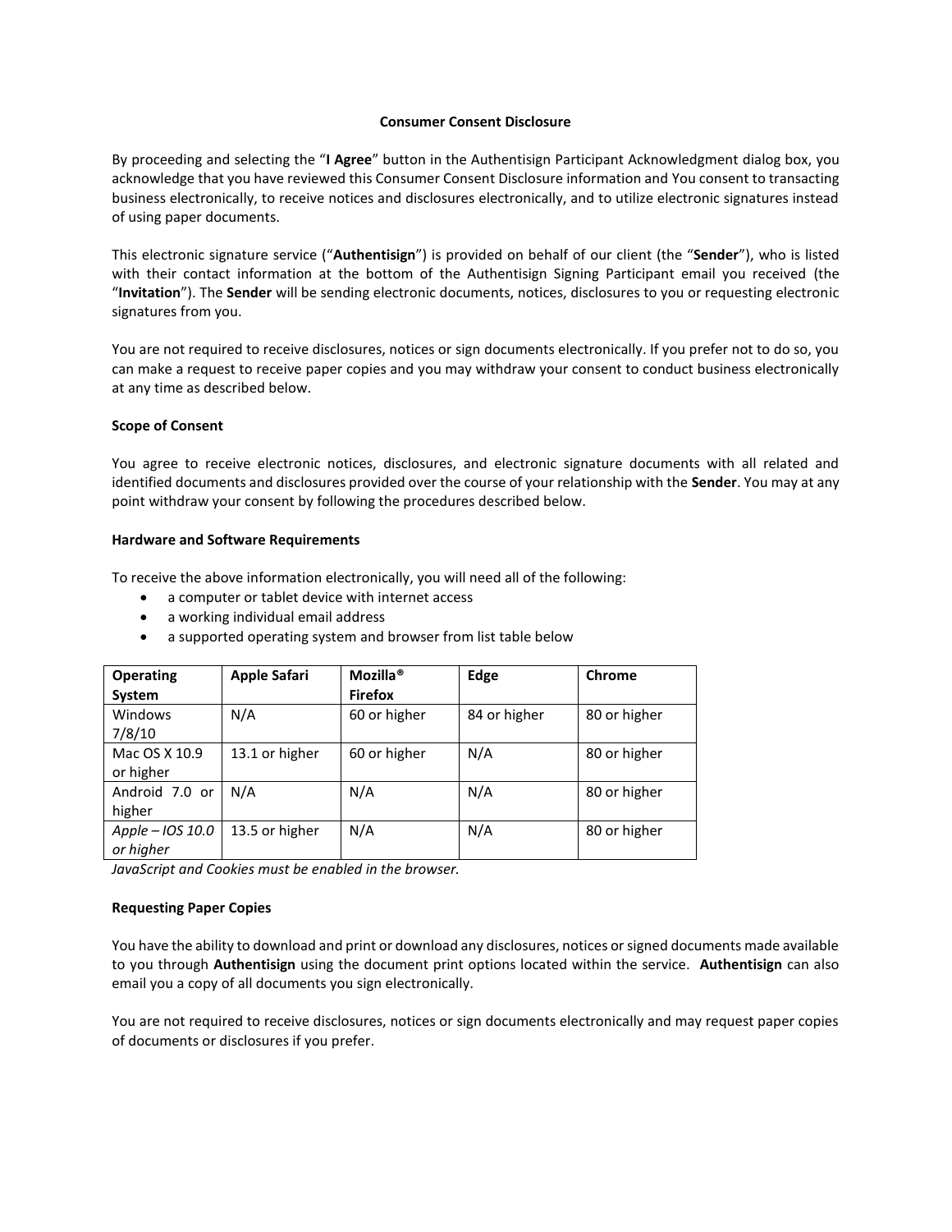# Consumer Consent Disclosure

By proceeding and selecting the "**I Agree**" button in the Authentisign Participant Acknowledgment dialog box, you acknowledge that you have reviewed this Consumer Consent Disclosure information and You consent to transacting business electronically, to receive notices and disclosures electronically, and to utilize electronic signatures instead of using paper documents.

This electronic signature service ("**Authentisign**") is provided on behalf of our client (the "**Sender**"), who is listed with their contact information at the bottom of the Authentisign Signing Participant email you received (the "**Invitation**"). The **Sender** will be sending electronic documents, notices, disclosures to you or requesting electronic signatures from you.

You are not required to receive disclosures, notices or sign documents electronically. If you prefer not to do so, you can make a request to receive paper copies and you may withdraw your consent to conduct business electronically at any time as described below.

## Scope of Consent

You agree to receive electronic notices, disclosures, and electronic signature documents with all related and identified documents and disclosures provided over the course of your relationship with the **Sender**. You may at any point withdraw your consent by following the procedures described below.

## Hardware and Software Requirements

To receive the above information electronically, you will need all of the following:

- a computer or tablet device with internet access
- a working individual email address
- a supported operating system and browser from list table below

| Operating System | Apple Safari | Mozilla® Firefox | Edge | Chrome |
|---|---|---|---|---|
| Windows 7/8/10 | N/A | 60 or higher | 84 or higher | 80 or higher |
| Mac OS X 10.9 or higher | 13.1 or higher | 60 or higher | N/A | 80 or higher |
| Android 7.0 or higher | N/A | N/A | N/A | 80 or higher |
| *Apple – IOS 10.0 or higher* | 13.5 or higher | N/A | N/A | 80 or higher |

*JavaScript and Cookies must be enabled in the browser.*

## Requesting Paper Copies

You have the ability to download and print or download any disclosures, notices or signed documents made available to you through **Authentisign** using the document print options located within the service. **Authentisign** can also email you a copy of all documents you sign electronically.

You are not required to receive disclosures, notices or sign documents electronically and may request paper copies of documents or disclosures if you prefer.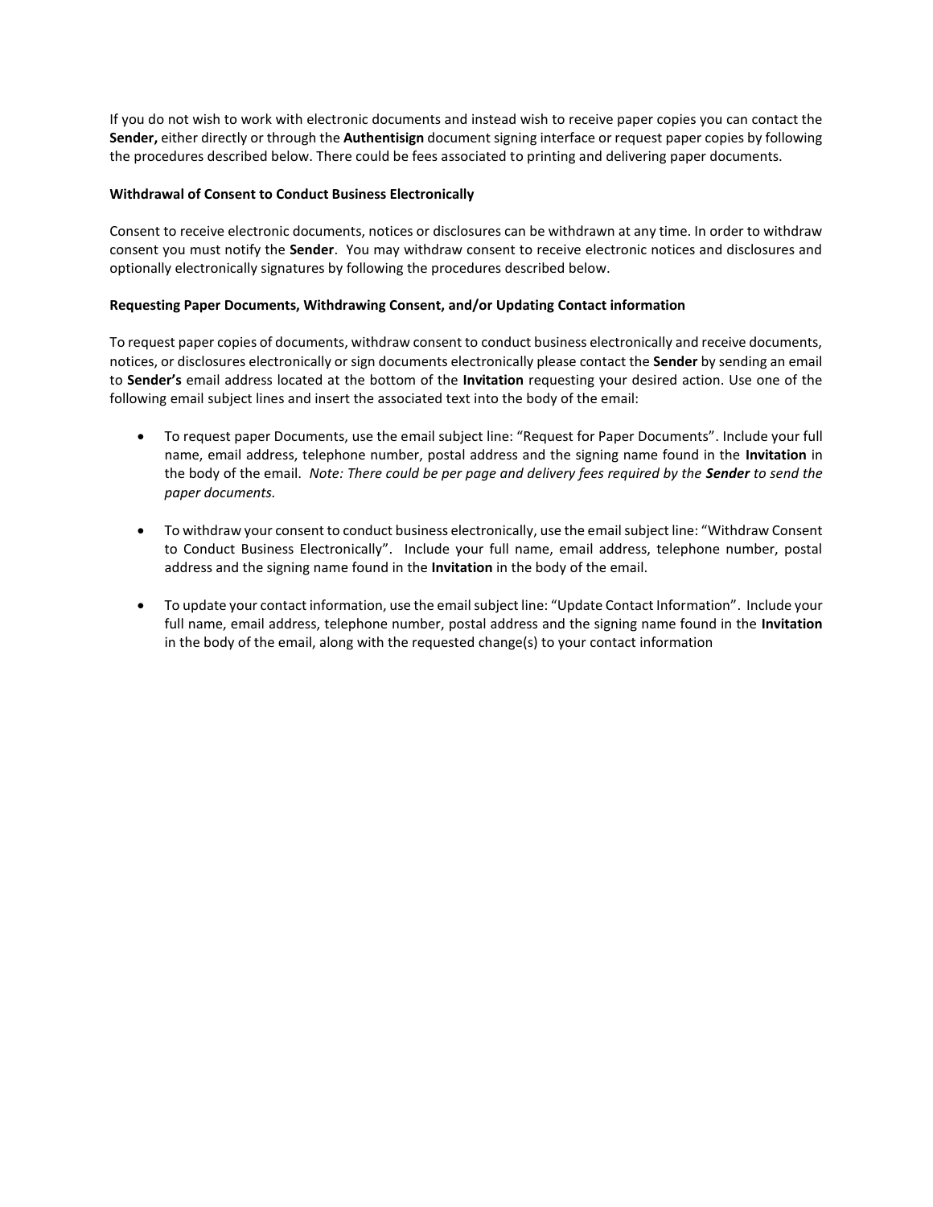If you do not wish to work with electronic documents and instead wish to receive paper copies you can contact the **Sender,** either directly or through the **Authentisign** document signing interface or request paper copies by following the procedures described below. There could be fees associated to printing and delivering paper documents.

**Withdrawal of Consent to Conduct Business Electronically**

Consent to receive electronic documents, notices or disclosures can be withdrawn at any time. In order to withdraw consent you must notify the **Sender**. You may withdraw consent to receive electronic notices and disclosures and optionally electronically signatures by following the procedures described below.

**Requesting Paper Documents, Withdrawing Consent, and/or Updating Contact information**

To request paper copies of documents, withdraw consent to conduct business electronically and receive documents, notices, or disclosures electronically or sign documents electronically please contact the **Sender** by sending an email to **Sender's** email address located at the bottom of the **Invitation** requesting your desired action. Use one of the following email subject lines and insert the associated text into the body of the email:

- To request paper Documents, use the email subject line: "Request for Paper Documents". Include your full name, email address, telephone number, postal address and the signing name found in the **Invitation** in the body of the email. *Note: There could be per page and delivery fees required by the* ***Sender*** *to send the paper documents.*

- To withdraw your consent to conduct business electronically, use the email subject line: "Withdraw Consent to Conduct Business Electronically". Include your full name, email address, telephone number, postal address and the signing name found in the **Invitation** in the body of the email.

- To update your contact information, use the email subject line: "Update Contact Information". Include your full name, email address, telephone number, postal address and the signing name found in the **Invitation** in the body of the email, along with the requested change(s) to your contact information